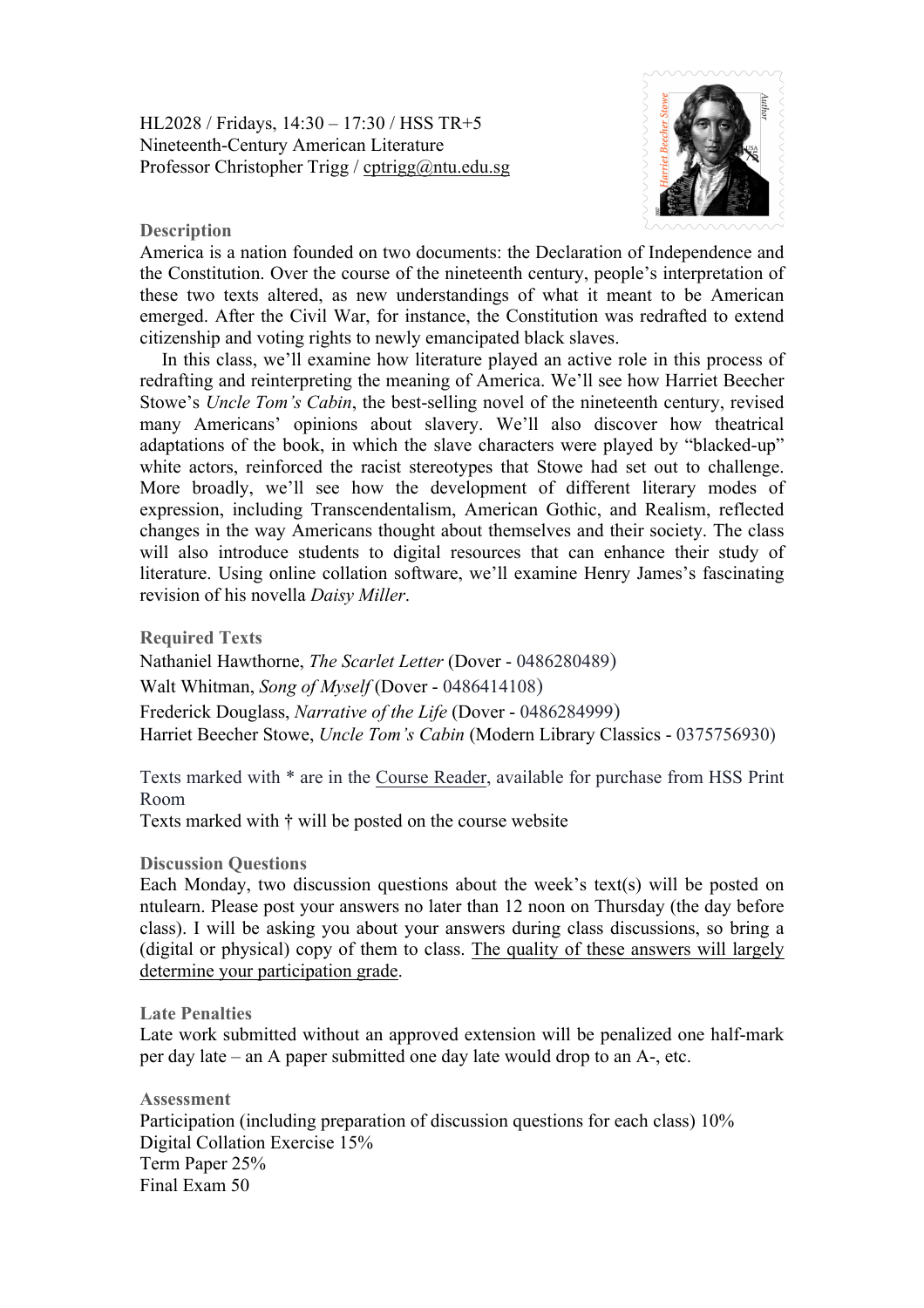HL2028 / Fridays, 14:30 – 17:30 / HSS TR+5
Nineteenth-Century American Literature
Professor Christopher Trigg / cptrigg@ntu.edu.sg

## Description

America is a nation founded on two documents: the Declaration of Independence and the Constitution. Over the course of the nineteenth century, people's interpretation of these two texts altered, as new understandings of what it meant to be American emerged. After the Civil War, for instance, the Constitution was redrafted to extend citizenship and voting rights to newly emancipated black slaves.

In this class, we'll examine how literature played an active role in this process of redrafting and reinterpreting the meaning of America. We'll see how Harriet Beecher Stowe's *Uncle Tom's Cabin*, the best-selling novel of the nineteenth century, revised many Americans' opinions about slavery. We'll also discover how theatrical adaptations of the book, in which the slave characters were played by "blacked-up" white actors, reinforced the racist stereotypes that Stowe had set out to challenge. More broadly, we'll see how the development of different literary modes of expression, including Transcendentalism, American Gothic, and Realism, reflected changes in the way Americans thought about themselves and their society. The class will also introduce students to digital resources that can enhance their study of literature. Using online collation software, we'll examine Henry James's fascinating revision of his novella *Daisy Miller*.

## Required Texts

Nathaniel Hawthorne, *The Scarlet Letter* (Dover - 0486280489)
Walt Whitman, *Song of Myself* (Dover - 0486414108)
Frederick Douglass, *Narrative of the Life* (Dover - 0486284999)
Harriet Beecher Stowe, *Uncle Tom's Cabin* (Modern Library Classics - 0375756930)

Texts marked with * are in the Course Reader, available for purchase from HSS Print Room
Texts marked with † will be posted on the course website

## Discussion Questions

Each Monday, two discussion questions about the week's text(s) will be posted on ntulearn. Please post your answers no later than 12 noon on Thursday (the day before class). I will be asking you about your answers during class discussions, so bring a (digital or physical) copy of them to class. The quality of these answers will largely determine your participation grade.

## Late Penalties

Late work submitted without an approved extension will be penalized one half-mark per day late – an A paper submitted one day late would drop to an A-, etc.

## Assessment

Participation (including preparation of discussion questions for each class) 10%
Digital Collation Exercise 15%
Term Paper 25%
Final Exam 50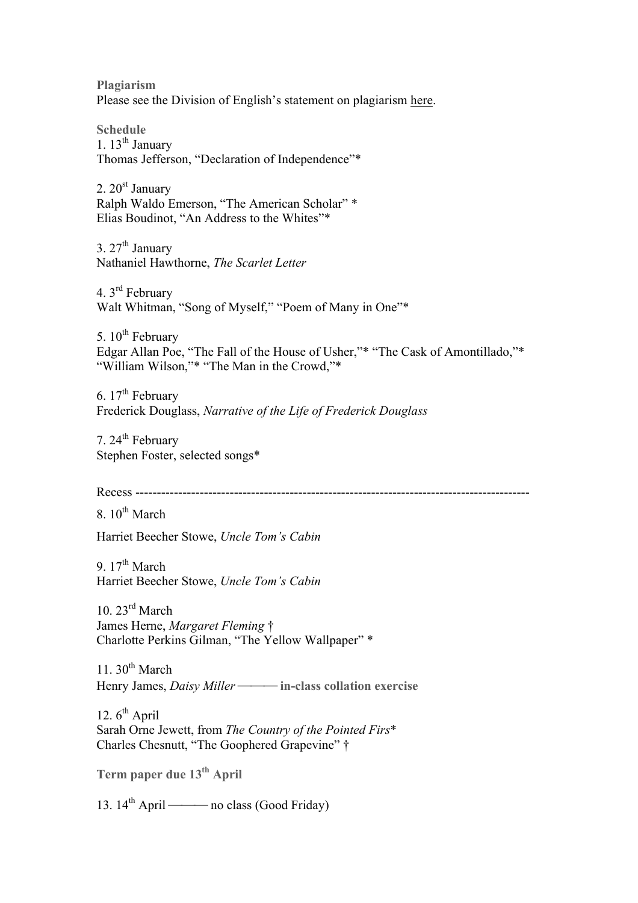**Plagiarism**
Please see the Division of English's statement on plagiarism here.

**Schedule**

1. 13th January
Thomas Jefferson, "Declaration of Independence"*

2. 20st January
Ralph Waldo Emerson, "The American Scholar" *
Elias Boudinot, "An Address to the Whites"*

3. 27th January
Nathaniel Hawthorne, *The Scarlet Letter*

4. 3rd February
Walt Whitman, "Song of Myself," "Poem of Many in One"*

5. 10th February
Edgar Allan Poe, "The Fall of the House of Usher,"* "The Cask of Amontillado,"* "William Wilson,"* "The Man in the Crowd,"*

6. 17th February
Frederick Douglass, *Narrative of the Life of Frederick Douglass*

7. 24th February
Stephen Foster, selected songs*

Recess ------------------------------------------------------------------------------------------

8. 10th March
Harriet Beecher Stowe, *Uncle Tom's Cabin*

9. 17th March
Harriet Beecher Stowe, *Uncle Tom's Cabin*

10. 23rd March
James Herne, *Margaret Fleming* †
Charlotte Perkins Gilman, "The Yellow Wallpaper" *

11. 30th March
Henry James, *Daisy Miller* ——— **in-class collation exercise**

12. 6th April
Sarah Orne Jewett, from *The Country of the Pointed Firs**
Charles Chesnutt, "The Goophered Grapevine" †

**Term paper due 13th April**

13. 14th April ——— no class (Good Friday)